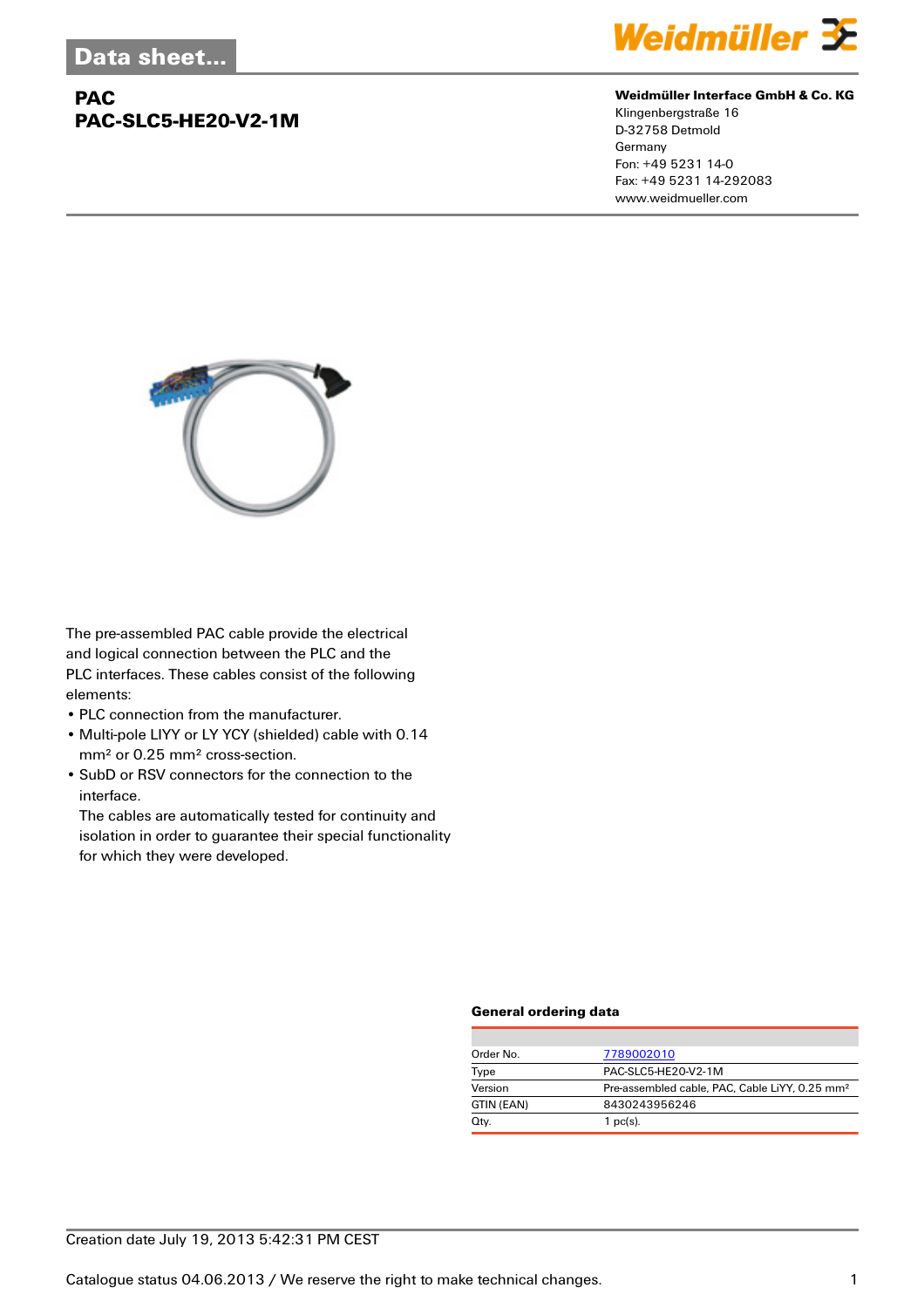Data sheet...

# PAC
# PAC-SLC5-HE20-V2-1M

**Weidmüller Interface GmbH & Co. KG**
Klingenbergstraße 16
D-32758 Detmold
Germany
Fon: +49 5231 14-0
Fax: +49 5231 14-292083
www.weidmueller.com

The pre-assembled PAC cable provide the electrical and logical connection between the PLC and the PLC interfaces. These cables consist of the following elements:

- PLC connection from the manufacturer.
- Multi-pole LIYY or LY YCY (shielded) cable with 0.14 mm² or 0.25 mm² cross-section.
- SubD or RSV connectors for the connection to the interface.
  The cables are automatically tested for continuity and isolation in order to guarantee their special functionality for which they were developed.

### General ordering data

| | |
|---|---|
| Order No. | 7789002010 |
| Type | PAC-SLC5-HE20-V2-1M |
| Version | Pre-assembled cable, PAC, Cable LiYY, 0.25 mm² |
| GTIN (EAN) | 8430243956246 |
| Qty. | 1 pc(s). |

Creation date July 19, 2013 5:42:31 PM CEST

Catalogue status 04.06.2013 / We reserve the right to make technical changes.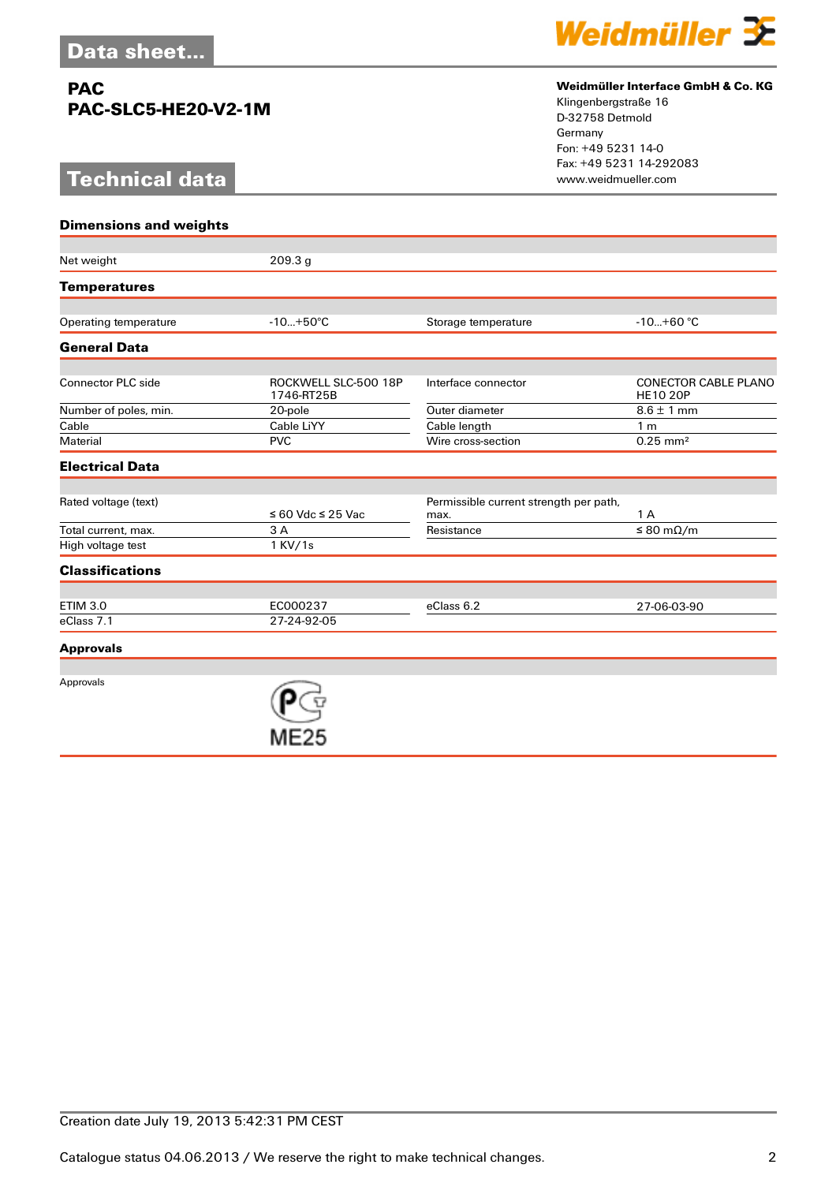# Data sheet...

## PAC
## PAC-SLC5-HE20-V2-1M

**Weidmüller Interface GmbH & Co. KG**
Klingenbergstraße 16
D-32758 Detmold
Germany
Fon: +49 5231 14-0
Fax: +49 5231 14-292083
www.weidmueller.com

# Technical data

### Dimensions and weights

| | | | |
|---|---|---|---|
| Net weight | 209.3 g | | |

### Temperatures

| | | | |
|---|---|---|---|
| Operating temperature | -10...+50°C | Storage temperature | -10...+60 °C |

### General Data

| | | | |
|---|---|---|---|
| Connector PLC side | ROCKWELL SLC-500 18P 1746-RT25B | Interface connector | CONECTOR CABLE PLANO HE10 20P |
| Number of poles, min. | 20-pole | Outer diameter | 8.6 ± 1 mm |
| Cable | Cable LiYY | Cable length | 1 m |
| Material | PVC | Wire cross-section | 0.25 mm² |

### Electrical Data

| | | | |
|---|---|---|---|
| Rated voltage (text) | ≤ 60 Vdc ≤ 25 Vac | Permissible current strength per path, max. | 1 A |
| Total current, max. | 3 A | Resistance | ≤ 80 mΩ/m |
| High voltage test | 1 KV/1s | | |

### Classifications

| | | | |
|---|---|---|---|
| ETIM 3.0 | EC000237 | eClass 6.2 | 27-06-03-90 |
| eClass 7.1 | 27-24-92-05 | | |

### Approvals

Approvals

ME25

Creation date July 19, 2013 5:42:31 PM CEST

Catalogue status 04.06.2013 / We reserve the right to make technical changes.